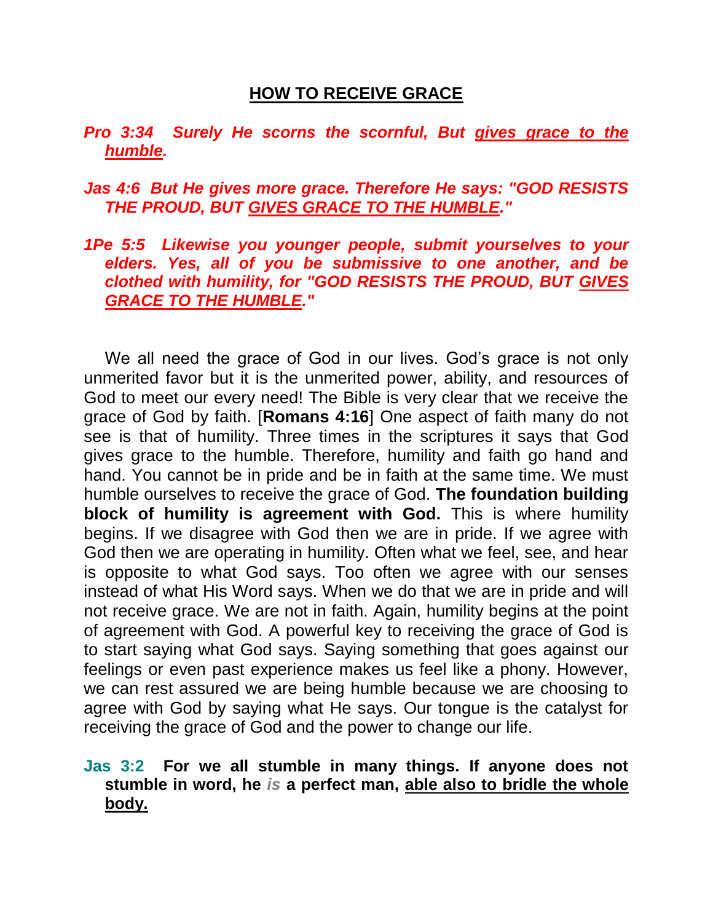# HOW TO RECEIVE GRACE

***Pro 3:34 Surely He scorns the scornful, But gives grace to the humble.***

***Jas 4:6 But He gives more grace. Therefore He says: "GOD RESISTS THE PROUD, BUT GIVES GRACE TO THE HUMBLE."***

***1Pe 5:5 Likewise you younger people, submit yourselves to your elders. Yes, all of you be submissive to one another, and be clothed with humility, for "GOD RESISTS THE PROUD, BUT GIVES GRACE TO THE HUMBLE."***

We all need the grace of God in our lives. God's grace is not only unmerited favor but it is the unmerited power, ability, and resources of God to meet our every need! The Bible is very clear that we receive the grace of God by faith. [**Romans 4:16**] One aspect of faith many do not see is that of humility. Three times in the scriptures it says that God gives grace to the humble. Therefore, humility and faith go hand and hand. You cannot be in pride and be in faith at the same time. We must humble ourselves to receive the grace of God. **The foundation building block of humility is agreement with God.** This is where humility begins. If we disagree with God then we are in pride. If we agree with God then we are operating in humility. Often what we feel, see, and hear is opposite to what God says. Too often we agree with our senses instead of what His Word says. When we do that we are in pride and will not receive grace. We are not in faith. Again, humility begins at the point of agreement with God. A powerful key to receiving the grace of God is to start saying what God says. Saying something that goes against our feelings or even past experience makes us feel like a phony. However, we can rest assured we are being humble because we are choosing to agree with God by saying what He says. Our tongue is the catalyst for receiving the grace of God and the power to change our life.

**Jas 3:2 For we all stumble in many things. If anyone does not stumble in word, he *is* a perfect man, able also to bridle the whole body.**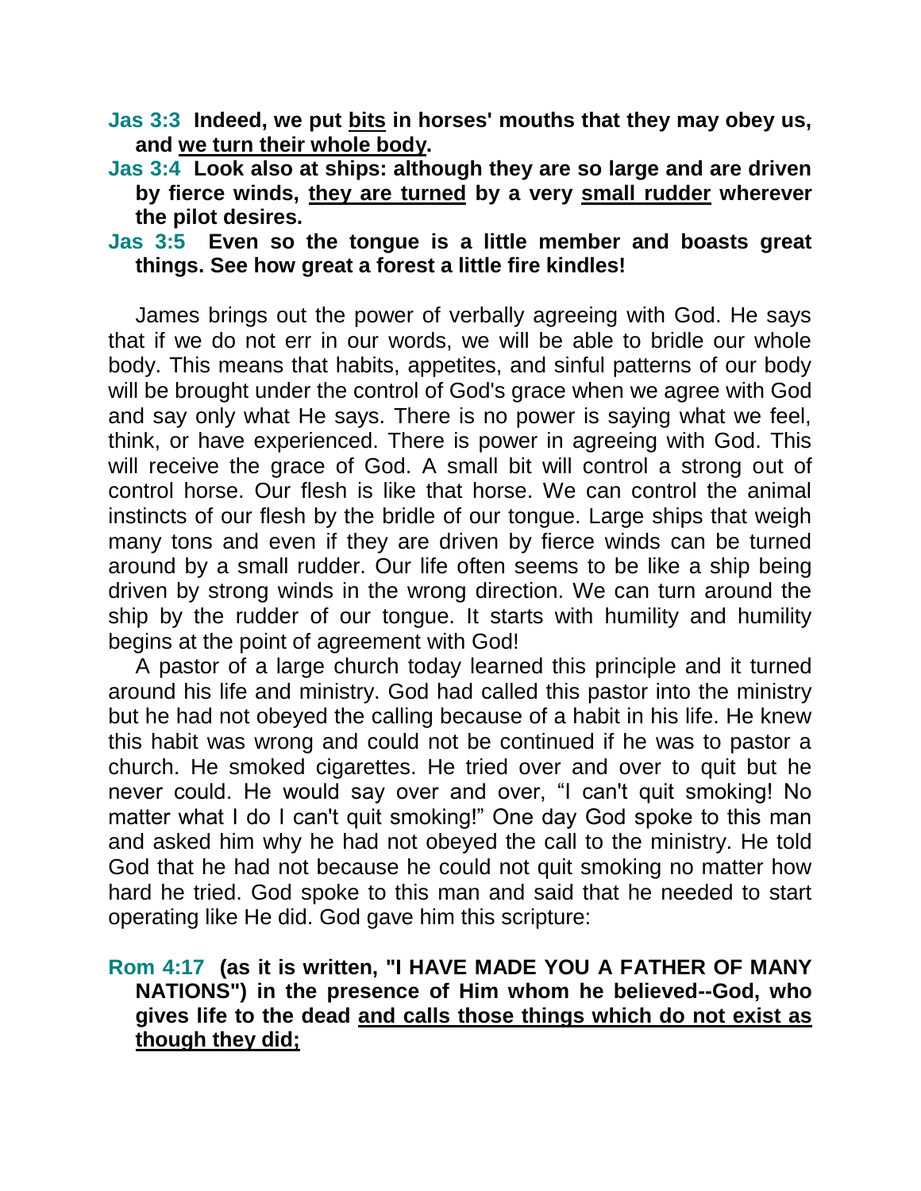**Jas 3:3  Indeed, we put <u>bits</u> in horses' mouths that they may obey us, and <u>we turn their whole body</u>.**

**Jas 3:4  Look also at ships: although they are so large and are driven by fierce winds, <u>they are turned</u> by a very <u>small rudder</u> wherever the pilot desires.**

**Jas 3:5  Even so the tongue is a little member and boasts great things. See how great a forest a little fire kindles!**

James brings out the power of verbally agreeing with God. He says that if we do not err in our words, we will be able to bridle our whole body. This means that habits, appetites, and sinful patterns of our body will be brought under the control of God's grace when we agree with God and say only what He says. There is no power is saying what we feel, think, or have experienced. There is power in agreeing with God. This will receive the grace of God. A small bit will control a strong out of control horse. Our flesh is like that horse. We can control the animal instincts of our flesh by the bridle of our tongue. Large ships that weigh many tons and even if they are driven by fierce winds can be turned around by a small rudder. Our life often seems to be like a ship being driven by strong winds in the wrong direction. We can turn around the ship by the rudder of our tongue. It starts with humility and humility begins at the point of agreement with God!

A pastor of a large church today learned this principle and it turned around his life and ministry. God had called this pastor into the ministry but he had not obeyed the calling because of a habit in his life. He knew this habit was wrong and could not be continued if he was to pastor a church. He smoked cigarettes. He tried over and over to quit but he never could. He would say over and over, "I can't quit smoking! No matter what I do I can't quit smoking!" One day God spoke to this man and asked him why he had not obeyed the call to the ministry. He told God that he had not because he could not quit smoking no matter how hard he tried. God spoke to this man and said that he needed to start operating like He did. God gave him this scripture:

**Rom 4:17  (as it is written, "I HAVE MADE YOU A FATHER OF MANY NATIONS") in the presence of Him whom he believed--God, who gives life to the dead <u>and calls those things which do not exist as though they did;</u>**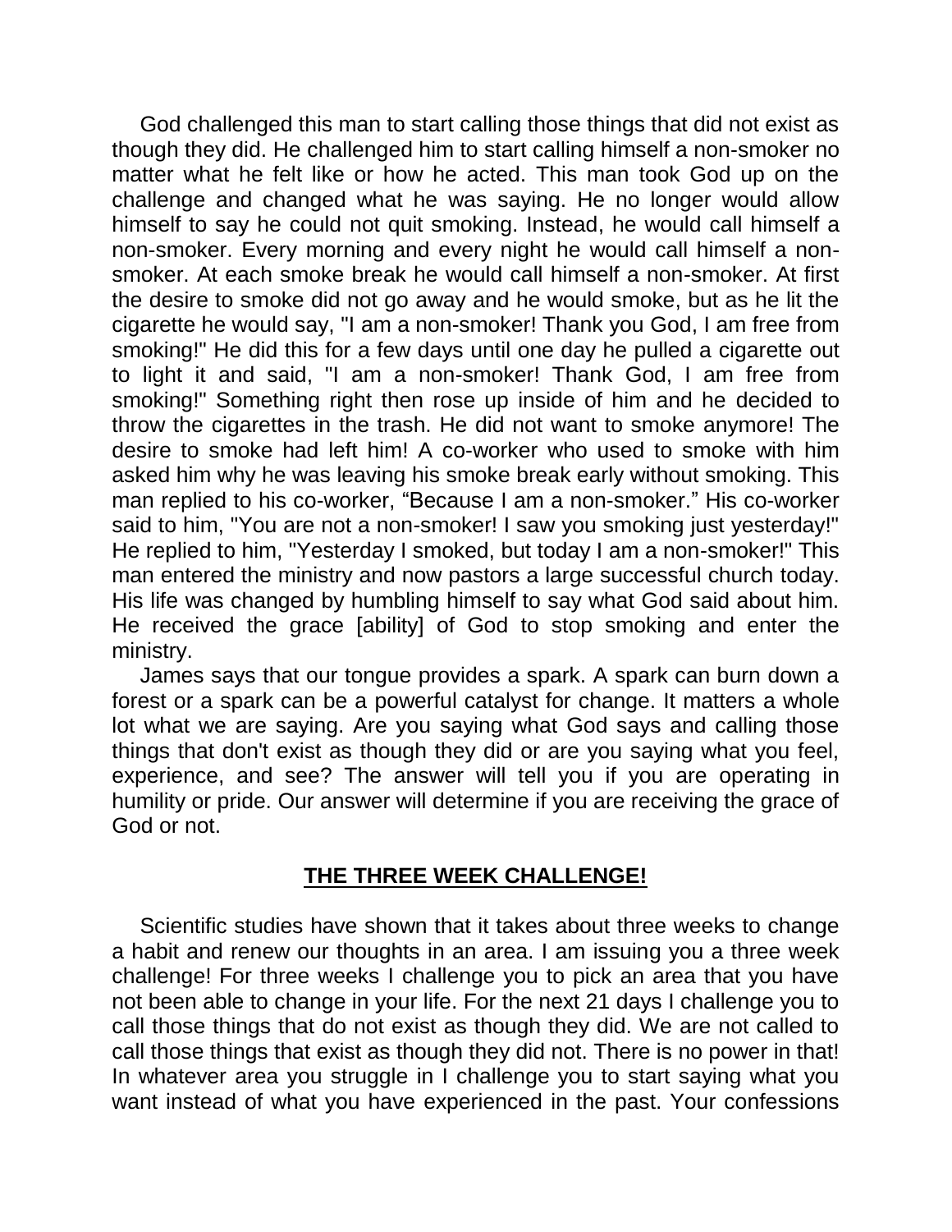God challenged this man to start calling those things that did not exist as though they did. He challenged him to start calling himself a non-smoker no matter what he felt like or how he acted. This man took God up on the challenge and changed what he was saying. He no longer would allow himself to say he could not quit smoking. Instead, he would call himself a non-smoker. Every morning and every night he would call himself a non-smoker. At each smoke break he would call himself a non-smoker. At first the desire to smoke did not go away and he would smoke, but as he lit the cigarette he would say, "I am a non-smoker! Thank you God, I am free from smoking!" He did this for a few days until one day he pulled a cigarette out to light it and said, "I am a non-smoker! Thank God, I am free from smoking!" Something right then rose up inside of him and he decided to throw the cigarettes in the trash. He did not want to smoke anymore! The desire to smoke had left him! A co-worker who used to smoke with him asked him why he was leaving his smoke break early without smoking. This man replied to his co-worker, “Because I am a non-smoker.” His co-worker said to him, "You are not a non-smoker! I saw you smoking just yesterday!" He replied to him, "Yesterday I smoked, but today I am a non-smoker!" This man entered the ministry and now pastors a large successful church today. His life was changed by humbling himself to say what God said about him. He received the grace [ability] of God to stop smoking and enter the ministry.

James says that our tongue provides a spark. A spark can burn down a forest or a spark can be a powerful catalyst for change. It matters a whole lot what we are saying. Are you saying what God says and calling those things that don't exist as though they did or are you saying what you feel, experience, and see? The answer will tell you if you are operating in humility or pride. Our answer will determine if you are receiving the grace of God or not.

## **THE THREE WEEK CHALLENGE!**

Scientific studies have shown that it takes about three weeks to change a habit and renew our thoughts in an area. I am issuing you a three week challenge! For three weeks I challenge you to pick an area that you have not been able to change in your life. For the next 21 days I challenge you to call those things that do not exist as though they did. We are not called to call those things that exist as though they did not. There is no power in that! In whatever area you struggle in I challenge you to start saying what you want instead of what you have experienced in the past. Your confessions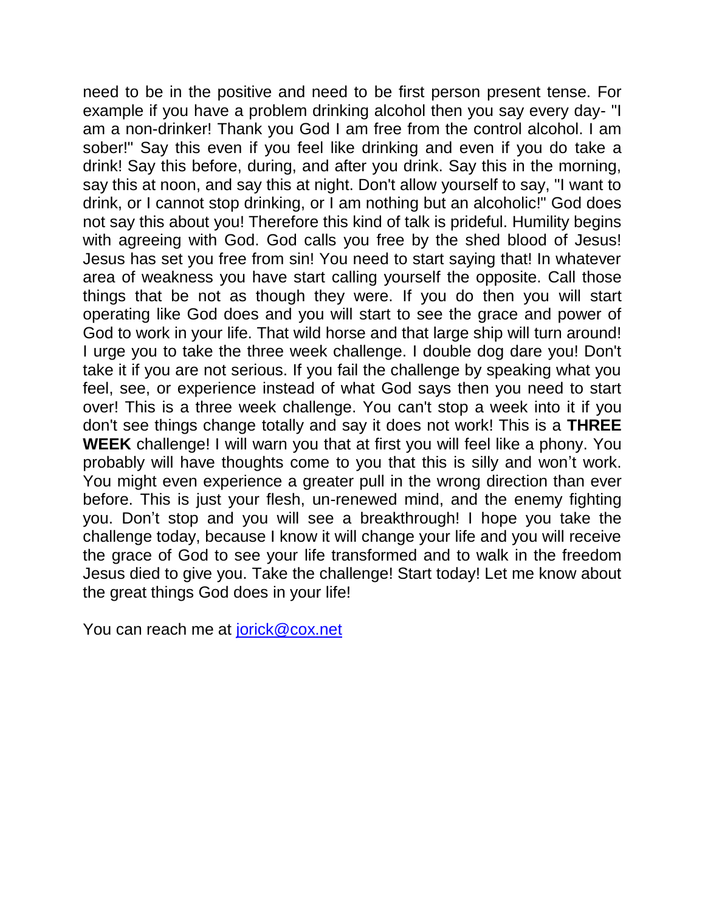need to be in the positive and need to be first person present tense. For example if you have a problem drinking alcohol then you say every day- "I am a non-drinker! Thank you God I am free from the control alcohol. I am sober!" Say this even if you feel like drinking and even if you do take a drink! Say this before, during, and after you drink. Say this in the morning, say this at noon, and say this at night. Don't allow yourself to say, "I want to drink, or I cannot stop drinking, or I am nothing but an alcoholic!" God does not say this about you! Therefore this kind of talk is prideful. Humility begins with agreeing with God. God calls you free by the shed blood of Jesus! Jesus has set you free from sin! You need to start saying that! In whatever area of weakness you have start calling yourself the opposite. Call those things that be not as though they were. If you do then you will start operating like God does and you will start to see the grace and power of God to work in your life. That wild horse and that large ship will turn around! I urge you to take the three week challenge. I double dog dare you! Don't take it if you are not serious. If you fail the challenge by speaking what you feel, see, or experience instead of what God says then you need to start over! This is a three week challenge. You can't stop a week into it if you don't see things change totally and say it does not work! This is a **THREE WEEK** challenge! I will warn you that at first you will feel like a phony. You probably will have thoughts come to you that this is silly and won't work. You might even experience a greater pull in the wrong direction than ever before. This is just your flesh, un-renewed mind, and the enemy fighting you. Don't stop and you will see a breakthrough! I hope you take the challenge today, because I know it will change your life and you will receive the grace of God to see your life transformed and to walk in the freedom Jesus died to give you. Take the challenge! Start today! Let me know about the great things God does in your life!

You can reach me at jorick@cox.net